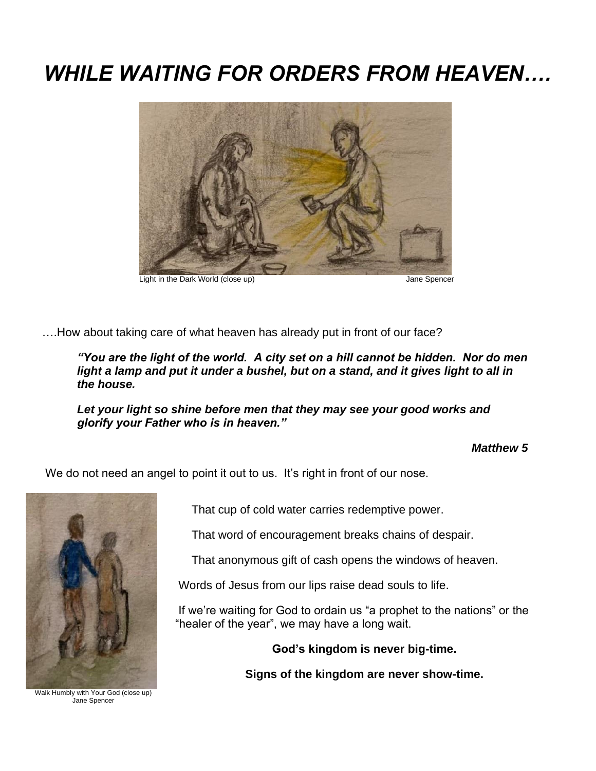# *WHILE WAITING FOR ORDERS FROM HEAVEN….*

Light in the Dark World (close up) Jane Spencer

….How about taking care of what heaven has already put in front of our face?

> ***"You are the light of the world. A city set on a hill cannot be hidden. Nor do men light a lamp and put it under a bushel, but on a stand, and it gives light to all in the house.***
>
> ***Let your light so shine before men that they may see your good works and glorify your Father who is in heaven."***
>
> ***Matthew 5***

We do not need an angel to point it out to us. It's right in front of our nose.

That cup of cold water carries redemptive power.

That word of encouragement breaks chains of despair.

That anonymous gift of cash opens the windows of heaven.

Words of Jesus from our lips raise dead souls to life.

If we're waiting for God to ordain us "a prophet to the nations" or the "healer of the year", we may have a long wait.

**God's kingdom is never big-time.**

**Signs of the kingdom are never show-time.**

Walk Humbly with Your God (close up) Jane Spencer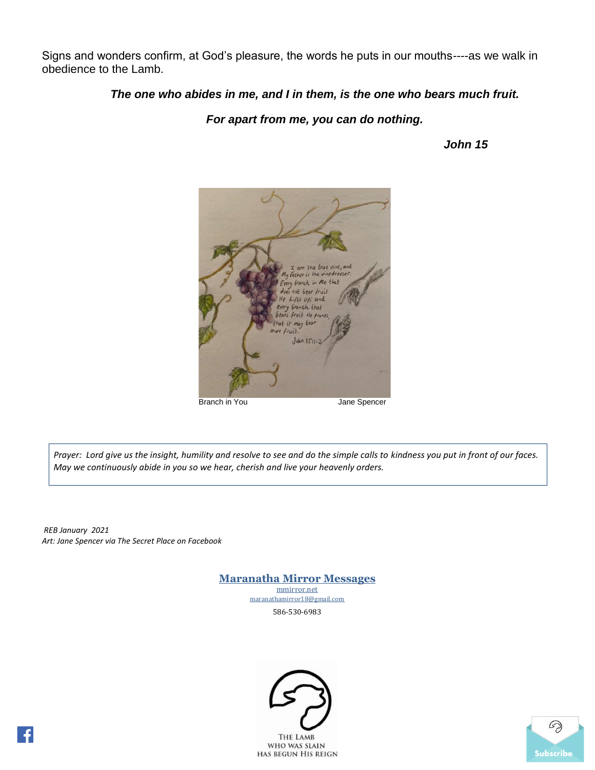Signs and wonders confirm, at God's pleasure, the words he puts in our mouths----as we walk in obedience to the Lamb.

***The one who abides in me, and I in them, is the one who bears much fruit.***

***For apart from me, you can do nothing.***

***John 15***

Branch in You — Jane Spencer

*Prayer: Lord give us the insight, humility and resolve to see and do the simple calls to kindness you put in front of our faces. May we continuously abide in you so we hear, cherish and live your heavenly orders.*

*REB January 2021*
*Art: Jane Spencer via The Secret Place on Facebook*

**Maranatha Mirror Messages**
mmirror.net
maranathamirror18@gmail.com
586-530-6983

THE LAMB
WHO WAS SLAIN
HAS BEGUN HIS REIGN

Subscribe